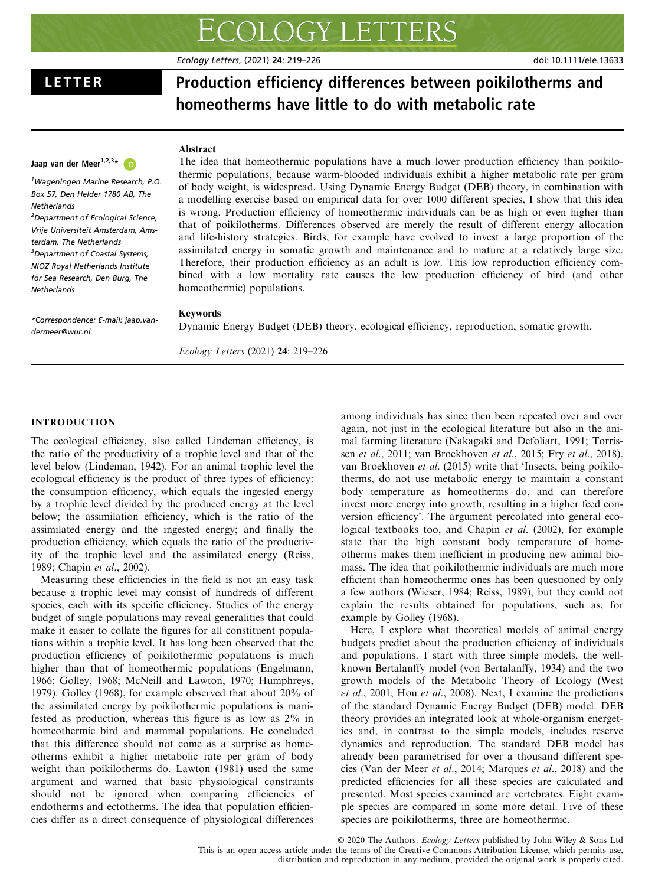# ECOLOGY LETTERS

**LETTER**

# Production efficiency differences between poikilotherms and homeotherms have little to do with metabolic rate

**Jaap van der Meer**[1,2,3]*

[1]Wageningen Marine Research, P.O. Box 57, Den Helder 1780 AB, The Netherlands

[2]Department of Ecological Science, Vrije Universiteit Amsterdam, Amsterdam, The Netherlands

[3]Department of Coastal Systems, NIOZ Royal Netherlands Institute for Sea Research, Den Burg, The Netherlands

*Correspondence: E-mail: jaap.vandermeer@wur.nl

## Abstract

The idea that homeothermic populations have a much lower production efficiency than poikilothermic populations, because warm-blooded individuals exhibit a higher metabolic rate per gram of body weight, is widespread. Using Dynamic Energy Budget (DEB) theory, in combination with a modelling exercise based on empirical data for over 1000 different species, I show that this idea is wrong. Production efficiency of homeothermic individuals can be as high or even higher than that of poikilotherms. Differences observed are merely the result of different energy allocation and life-history strategies. Birds, for example have evolved to invest a large proportion of the assimilated energy in somatic growth and maintenance and to mature at a relatively large size. Therefore, their production efficiency as an adult is low. This low reproduction efficiency combined with a low mortality rate causes the low production efficiency of bird (and other homeothermic) populations.

## Keywords

Dynamic Energy Budget (DEB) theory, ecological efficiency, reproduction, somatic growth.

*Ecology Letters* (2021) **24**: 219–226

## INTRODUCTION

The ecological efficiency, also called Lindeman efficiency, is the ratio of the productivity of a trophic level and that of the level below (Lindeman, 1942). For an animal trophic level the ecological efficiency is the product of three types of efficiency: the consumption efficiency, which equals the ingested energy by a trophic level divided by the produced energy at the level below; the assimilation efficiency, which is the ratio of the assimilated energy and the ingested energy; and finally the production efficiency, which equals the ratio of the productivity of the trophic level and the assimilated energy (Reiss, 1989; Chapin *et al*., 2002).

Measuring these efficiencies in the field is not an easy task because a trophic level may consist of hundreds of different species, each with its specific efficiency. Studies of the energy budget of single populations may reveal generalities that could make it easier to collate the figures for all constituent populations within a trophic level. It has long been observed that the production efficiency of poikilothermic populations is much higher than that of homeothermic populations (Engelmann, 1966; Golley, 1968; McNeill and Lawton, 1970; Humphreys, 1979). Golley (1968), for example observed that about 20% of the assimilated energy by poikilothermic populations is manifested as production, whereas this figure is as low as 2% in homeothermic bird and mammal populations. He concluded that this difference should not come as a surprise as homeotherms exhibit a higher metabolic rate per gram of body weight than poikilotherms do. Lawton (1981) used the same argument and warned that basic physiological constraints should not be ignored when comparing efficiencies of endotherms and ectotherms. The idea that population efficiencies differ as a direct consequence of physiological differences among individuals has since then been repeated over and over again, not just in the ecological literature but also in the animal farming literature (Nakagaki and Defoliart, 1991; Torrissen *et al*., 2011; van Broekhoven *et al*., 2015; Fry *et al*., 2018). van Broekhoven *et al*. (2015) write that 'Insects, being poikilotherms, do not use metabolic energy to maintain a constant body temperature as homeotherms do, and can therefore invest more energy into growth, resulting in a higher feed conversion efficiency'. The argument percolated into general ecological textbooks too, and Chapin *et al*. (2002), for example state that the high constant body temperature of homeotherms makes them inefficient in producing new animal biomass. The idea that poikilothermic individuals are much more efficient than homeothermic ones has been questioned by only a few authors (Wieser, 1984; Reiss, 1989), but they could not explain the results obtained for populations, such as, for example by Golley (1968).

Here, I explore what theoretical models of animal energy budgets predict about the production efficiency of individuals and populations. I start with three simple models, the well-known Bertalanffy model (von Bertalanffy, 1934) and the two growth models of the Metabolic Theory of Ecology (West *et al*., 2001; Hou *et al*., 2008). Next, I examine the predictions of the standard Dynamic Energy Budget (DEB) model. DEB theory provides an integrated look at whole-organism energetics and, in contrast to the simple models, includes reserve dynamics and reproduction. The standard DEB model has already been parametrised for over a thousand different species (Van der Meer *et al*., 2014; Marques *et al*., 2018) and the predicted efficiencies for all these species are calculated and presented. Most species examined are vertebrates. Eight example species are compared in some more detail. Five of these species are poikilotherms, three are homeothermic.

© 2020 The Authors. *Ecology Letters* published by John Wiley & Sons Ltd
This is an open access article under the terms of the Creative Commons Attribution License, which permits use, distribution and reproduction in any medium, provided the original work is properly cited.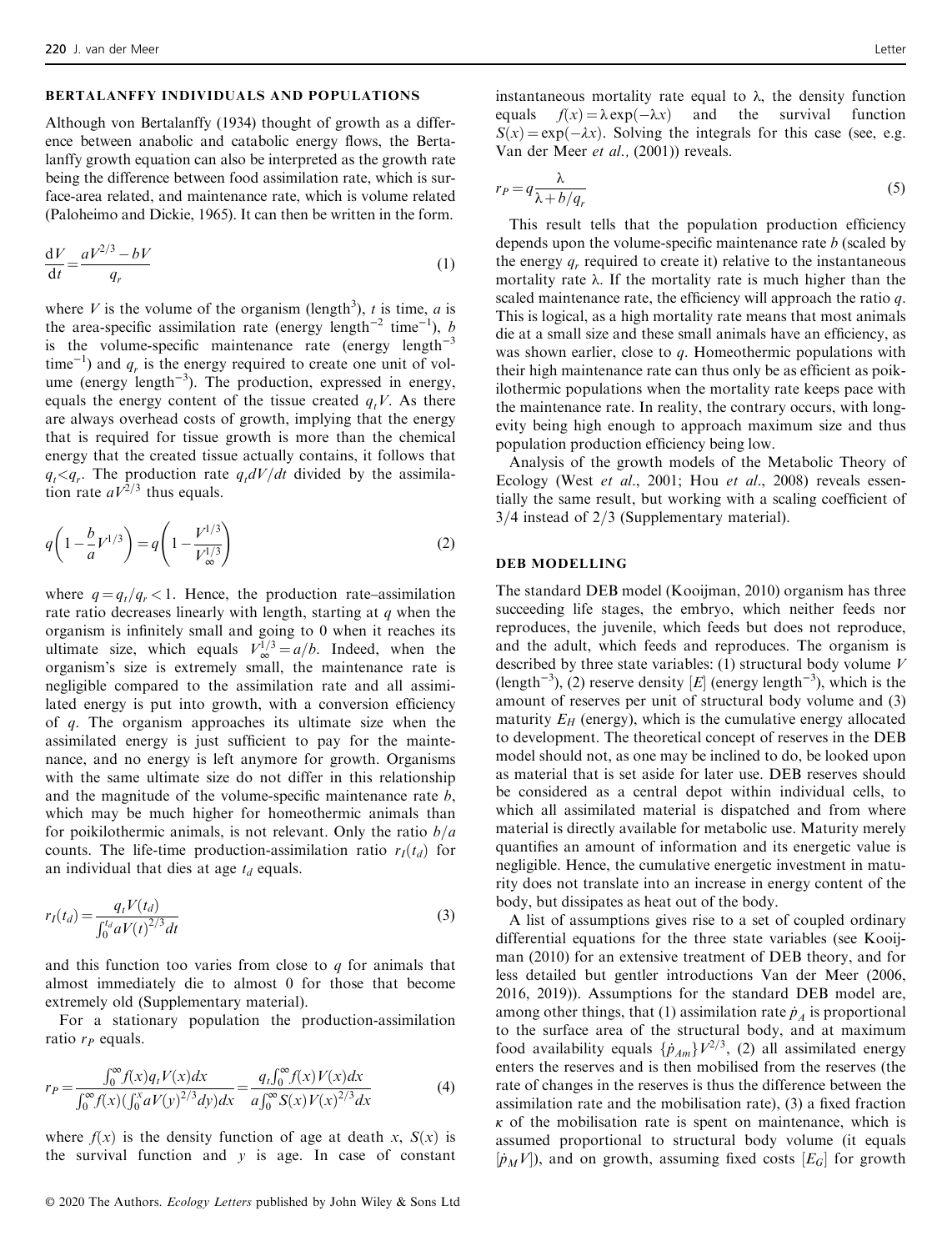## BERTALANFFY INDIVIDUALS AND POPULATIONS

Although von Bertalanffy (1934) thought of growth as a difference between anabolic and catabolic energy flows, the Bertalanffy growth equation can also be interpreted as the growth rate being the difference between food assimilation rate, which is surface-area related, and maintenance rate, which is volume related (Paloheimo and Dickie, 1965). It can then be written in the form.

$$\frac{dV}{dt} = \frac{aV^{2/3} - bV}{q_r} \tag{1}$$

where $V$ is the volume of the organism (length$^3$), $t$ is time, $a$ is the area-specific assimilation rate (energy length$^{-2}$ time$^{-1}$), $b$ is the volume-specific maintenance rate (energy length$^{-3}$ time$^{-1}$) and $q_r$ is the energy required to create one unit of volume (energy length$^{-3}$). The production, expressed in energy, equals the energy content of the tissue created $q_t V$. As there are always overhead costs of growth, implying that the energy that is required for tissue growth is more than the chemical energy that the created tissue actually contains, it follows that $q_t < q_r$. The production rate $q_t dV/dt$ divided by the assimilation rate $aV^{2/3}$ thus equals.

$$q\left(1 - \frac{b}{a}V^{1/3}\right) = q\left(1 - \frac{V^{1/3}}{V_\infty^{1/3}}\right) \tag{2}$$

where $q = q_t/q_r < 1$. Hence, the production rate–assimilation rate ratio decreases linearly with length, starting at $q$ when the organism is infinitely small and going to 0 when it reaches its ultimate size, which equals $V_\infty^{1/3} = a/b$. Indeed, when the organism's size is extremely small, the maintenance rate is negligible compared to the assimilation rate and all assimilated energy is put into growth, with a conversion efficiency of $q$. The organism approaches its ultimate size when the assimilated energy is just sufficient to pay for the maintenance, and no energy is left anymore for growth. Organisms with the same ultimate size do not differ in this relationship and the magnitude of the volume-specific maintenance rate $b$, which may be much higher for homeothermic animals than for poikilothermic animals, is not relevant. Only the ratio $b/a$ counts. The life-time production-assimilation ratio $r_I(t_d)$ for an individual that dies at age $t_d$ equals.

$$r_I(t_d) = \frac{q_t V(t_d)}{\int_0^{t_d} aV(t)^{2/3} dt} \tag{3}$$

and this function too varies from close to $q$ for animals that almost immediately die to almost 0 for those that become extremely old (Supplementary material).

For a stationary population the production-assimilation ratio $r_P$ equals.

$$r_P = \frac{\int_0^\infty f(x) q_t V(x) dx}{\int_0^\infty f(x)\left(\int_0^x aV(y)^{2/3} dy\right) dx} = \frac{q_t \int_0^\infty f(x) V(x) dx}{a \int_0^\infty S(x) V(x)^{2/3} dx} \tag{4}$$

where $f(x)$ is the density function of age at death $x$, $S(x)$ is the survival function and $y$ is age. In case of constant instantaneous mortality rate equal to $\lambda$, the density function equals $f(x) = \lambda \exp(-\lambda x)$ and the survival function $S(x) = \exp(-\lambda x)$. Solving the integrals for this case (see, e.g. Van der Meer *et al.,* (2001)) reveals.

$$r_P = q \frac{\lambda}{\lambda + b/q_r} \tag{5}$$

This result tells that the population production efficiency depends upon the volume-specific maintenance rate $b$ (scaled by the energy $q_r$ required to create it) relative to the instantaneous mortality rate $\lambda$. If the mortality rate is much higher than the scaled maintenance rate, the efficiency will approach the ratio $q$. This is logical, as a high mortality rate means that most animals die at a small size and these small animals have an efficiency, as was shown earlier, close to $q$. Homeothermic populations with their high maintenance rate can thus only be as efficient as poikilothermic populations when the mortality rate keeps pace with the maintenance rate. In reality, the contrary occurs, with longevity being high enough to approach maximum size and thus population production efficiency being low.

Analysis of the growth models of the Metabolic Theory of Ecology (West *et al*., 2001; Hou *et al*., 2008) reveals essentially the same result, but working with a scaling coefficient of 3/4 instead of 2/3 (Supplementary material).

## DEB MODELLING

The standard DEB model (Kooijman, 2010) organism has three succeeding life stages, the embryo, which neither feeds nor reproduces, the juvenile, which feeds but does not reproduce, and the adult, which feeds and reproduces. The organism is described by three state variables: (1) structural body volume $V$ (length$^{-3}$), (2) reserve density $[E]$ (energy length$^{-3}$), which is the amount of reserves per unit of structural body volume and (3) maturity $E_H$ (energy), which is the cumulative energy allocated to development. The theoretical concept of reserves in the DEB model should not, as one may be inclined to do, be looked upon as material that is set aside for later use. DEB reserves should be considered as a central depot within individual cells, to which all assimilated material is dispatched and from where material is directly available for metabolic use. Maturity merely quantifies an amount of information and its energetic value is negligible. Hence, the cumulative energetic investment in maturity does not translate into an increase in energy content of the body, but dissipates as heat out of the body.

A list of assumptions gives rise to a set of coupled ordinary differential equations for the three state variables (see Kooijman (2010) for an extensive treatment of DEB theory, and for less detailed but gentler introductions Van der Meer (2006, 2016, 2019)). Assumptions for the standard DEB model are, among other things, that (1) assimilation rate $\dot{p}_A$ is proportional to the surface area of the structural body, and at maximum food availability equals $\{\dot{p}_{Am}\}V^{2/3}$, (2) all assimilated energy enters the reserves and is then mobilised from the reserves (the rate of changes in the reserves is thus the difference between the assimilation rate and the mobilisation rate), (3) a fixed fraction $\kappa$ of the mobilisation rate is spent on maintenance, which is assumed proportional to structural body volume (it equals $[\dot{p}_M V]$), and on growth, assuming fixed costs $[E_G]$ for growth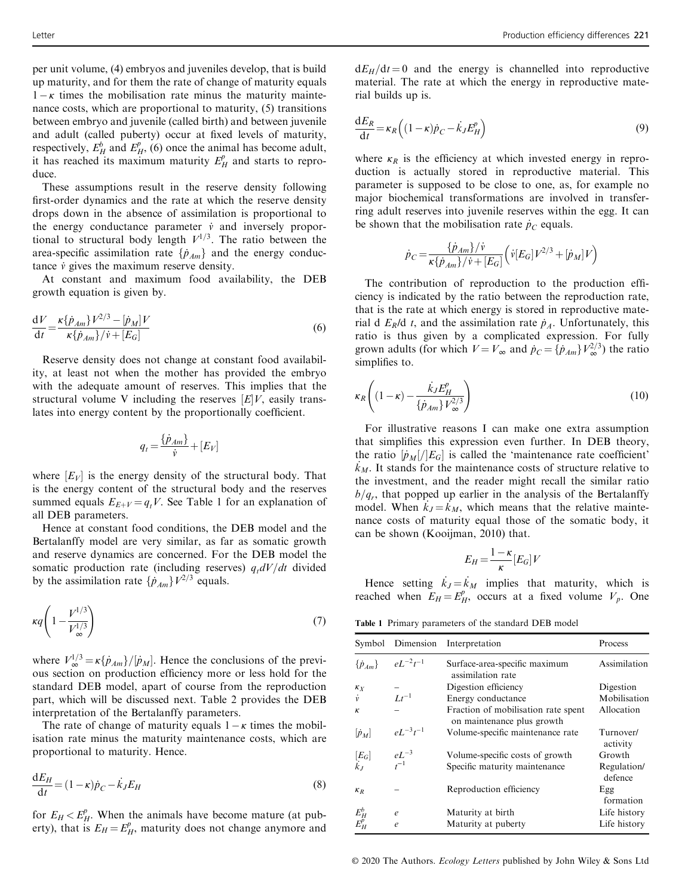per unit volume, (4) embryos and juveniles develop, that is build up maturity, and for them the rate of change of maturity equals $1-\kappa$ times the mobilisation rate minus the maturity maintenance costs, which are proportional to maturity, (5) transitions between embryo and juvenile (called birth) and between juvenile and adult (called puberty) occur at fixed levels of maturity, respectively, $E_H^b$ and $E_H^p$, (6) once the animal has become adult, it has reached its maximum maturity $E_H^p$ and starts to reproduce.

These assumptions result in the reserve density following first-order dynamics and the rate at which the reserve density drops down in the absence of assimilation is proportional to the energy conductance parameter $\dot{v}$ and inversely proportional to structural body length $V^{1/3}$. The ratio between the area-specific assimilation rate $\{\dot{p}_{Am}\}$ and the energy conductance $\dot{v}$ gives the maximum reserve density.

At constant and maximum food availability, the DEB growth equation is given by.

$$\frac{dV}{dt}=\frac{\kappa\{\dot{p}_{Am}\}V^{2/3}-[\dot{p}_M]V}{\kappa\{\dot{p}_{Am}\}/\dot{v}+[E_G]} \tag{6}$$

Reserve density does not change at constant food availability, at least not when the mother has provided the embryo with the adequate amount of reserves. This implies that the structural volume V including the reserves $[E]V$, easily translates into energy content by the proportionally coefficient.

$$q_t=\frac{\{\dot{p}_{Am}\}}{\dot{v}}+[E_V]$$

where $[E_V]$ is the energy density of the structural body. That is the energy content of the structural body and the reserves summed equals $E_{E+V}=q_tV$. See Table 1 for an explanation of all DEB parameters.

Hence at constant food conditions, the DEB model and the Bertalanffy model are very similar, as far as somatic growth and reserve dynamics are concerned. For the DEB model the somatic production rate (including reserves) $q_t dV/dt$ divided by the assimilation rate $\{\dot{p}_{Am}\}V^{2/3}$ equals.

$$\kappa q\left(1-\frac{V^{1/3}}{V_\infty^{1/3}}\right) \tag{7}$$

where $V_\infty^{1/3}=\kappa\{\dot{p}_{Am}\}/[\dot{p}_M]$. Hence the conclusions of the previous section on production efficiency more or less hold for the standard DEB model, apart of course from the reproduction part, which will be discussed next. Table 2 provides the DEB interpretation of the Bertalanffy parameters.

The rate of change of maturity equals $1-\kappa$ times the mobilisation rate minus the maturity maintenance costs, which are proportional to maturity. Hence.

$$\frac{dE_H}{dt}=(1-\kappa)\dot{p}_C-\dot{k}_JE_H \tag{8}$$

for $E_H<E_H^p$. When the animals have become mature (at puberty), that is $E_H=E_H^p$, maturity does not change anymore and $dE_H/dt=0$ and the energy is channelled into reproductive material. The rate at which the energy in reproductive material builds up is.

$$\frac{dE_R}{dt}=\kappa_R\left((1-\kappa)\dot{p}_C-\dot{k}_JE_H^p\right) \tag{9}$$

where $\kappa_R$ is the efficiency at which invested energy in reproduction is actually stored in reproductive material. This parameter is supposed to be close to one, as, for example no major biochemical transformations are involved in transferring adult reserves into juvenile reserves within the egg. It can be shown that the mobilisation rate $\dot{p}_C$ equals.

$$\dot{p}_C=\frac{\{\dot{p}_{Am}\}/\dot{v}}{\kappa\{\dot{p}_{Am}\}/\dot{v}+[E_G]}\left(\dot{v}[E_G]V^{2/3}+[\dot{p}_M]V\right)$$

The contribution of reproduction to the production efficiency is indicated by the ratio between the reproduction rate, that is the rate at which energy is stored in reproductive material d $E_R$/d $t$, and the assimilation rate $\dot{p}_A$. Unfortunately, this ratio is thus given by a complicated expression. For fully grown adults (for which $V=V_\infty$ and $\dot{p}_C=\{\dot{p}_{Am}\}V_\infty^{2/3}$) the ratio simplifies to.

$$\kappa_R\left((1-\kappa)-\frac{\dot{k}_JE_H^p}{\{\dot{p}_{Am}\}V_\infty^{2/3}}\right) \tag{10}$$

For illustrative reasons I can make one extra assumption that simplifies this expression even further. In DEB theory, the ratio $[\dot{p}_M[/]E_G]$ is called the 'maintenance rate coefficient' $\dot{k}_M$. It stands for the maintenance costs of structure relative to the investment, and the reader might recall the similar ratio $b/q_r$, that popped up earlier in the analysis of the Bertalanffy model. When $\dot{k}_J=\dot{k}_M$, which means that the relative maintenance costs of maturity equal those of the somatic body, it can be shown (Kooijman, 2010) that.

$$E_H=\frac{1-\kappa}{\kappa}[E_G]V$$

Hence setting $\dot{k}_J=\dot{k}_M$ implies that maturity, which is reached when $E_H=E_H^p$, occurs at a fixed volume $V_p$. One

**Table 1** Primary parameters of the standard DEB model

| Symbol | Dimension | Interpretation | Process |
|---|---|---|---|
| $\{\dot{p}_{Am}\}$ | $eL^{-2}t^{-1}$ | Surface-area-specific maximum assimilation rate | Assimilation |
| $\kappa_X$ | – | Digestion efficiency | Digestion |
| $\dot{v}$ | $Lt^{-1}$ | Energy conductance | Mobilisation |
| $\kappa$ | – | Fraction of mobilisation rate spent on maintenance plus growth | Allocation |
| $[\dot{p}_M]$ | $eL^{-3}t^{-1}$ | Volume-specific maintenance rate | Turnover/activity |
| $[E_G]$ | $eL^{-3}$ | Volume-specific costs of growth | Growth |
| $\dot{k}_J$ | $t^{-1}$ | Specific maturity maintenance | Regulation/defence |
| $\kappa_R$ | – | Reproduction efficiency | Egg formation |
| $E_H^b$ | $e$ | Maturity at birth | Life history |
| $E_H^p$ | $e$ | Maturity at puberty | Life history |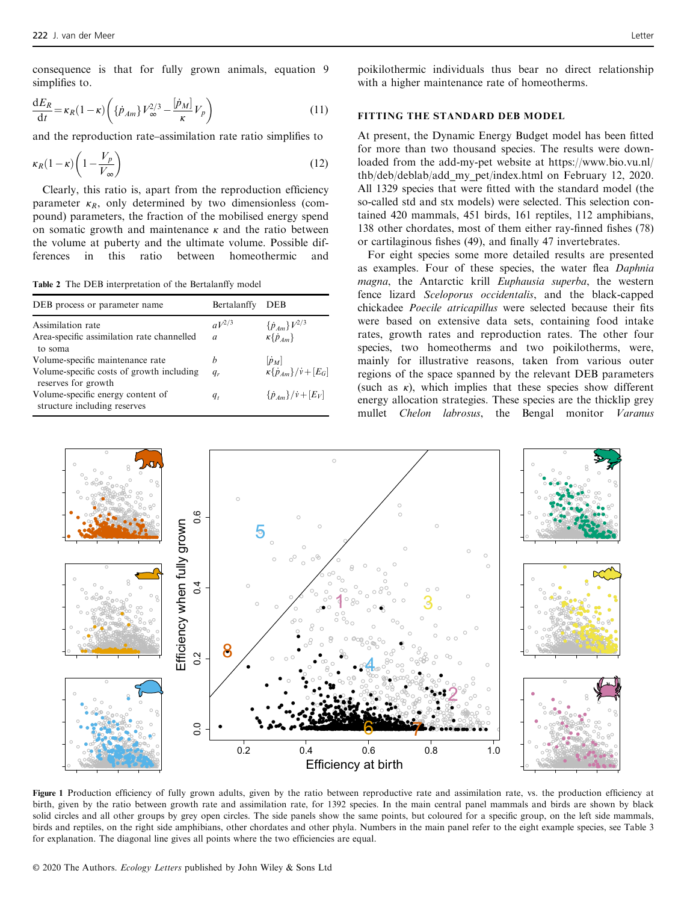consequence is that for fully grown animals, equation 9 simplifies to.

$$\frac{dE_R}{dt} = \kappa_R(1-\kappa)\left(\{\dot{p}_{Am}\}V_\infty^{2/3} - \frac{[\dot{p}_M]}{\kappa}V_p\right) \tag{11}$$

and the reproduction rate–assimilation rate ratio simplifies to

$$\kappa_R(1-\kappa)\left(1-\frac{V_p}{V_\infty}\right) \tag{12}$$

Clearly, this ratio is, apart from the reproduction efficiency parameter $\kappa_R$, only determined by two dimensionless (compound) parameters, the fraction of the mobilised energy spend on somatic growth and maintenance $\kappa$ and the ratio between the volume at puberty and the ultimate volume. Possible differences in this ratio between homeothermic and poikilothermic individuals thus bear no direct relationship with a higher maintenance rate of homeotherms.

Table 2 The DEB interpretation of the Bertalanffy model

| DEB process or parameter name | Bertalanffy | DEB |
|---|---|---|
| Assimilation rate | $aV^{2/3}$ | $\{\dot{p}_{Am}\}V^{2/3}$ |
| Area-specific assimilation rate channelled to soma | $a$ | $\kappa\{\dot{p}_{Am}\}$ |
| Volume-specific maintenance rate | $b$ | $[\dot{p}_M]$ |
| Volume-specific costs of growth including reserves for growth | $q_r$ | $\kappa\{\dot{p}_{Am}\}/\dot{v}+[E_G]$ |
| Volume-specific energy content of structure including reserves | $q_t$ | $\{\dot{p}_{Am}\}/\dot{v}+[E_V]$ |

## FITTING THE STANDARD DEB MODEL

At present, the Dynamic Energy Budget model has been fitted for more than two thousand species. The results were downloaded from the add-my-pet website at https://www.bio.vu.nl/thb/deb/deblab/add_my_pet/index.html on February 12, 2020. All 1329 species that were fitted with the standard model (the so-called std and stx models) were selected. This selection contained 420 mammals, 451 birds, 161 reptiles, 112 amphibians, 138 other chordates, most of them either ray-finned fishes (78) or cartilaginous fishes (49), and finally 47 invertebrates.

For eight species some more detailed results are presented as examples. Four of these species, the water flea *Daphnia magna*, the Antarctic krill *Euphausia superba*, the western fence lizard *Sceloporus occidentalis*, and the black-capped chickadee *Poecile atricapillus* were selected because their fits were based on extensive data sets, containing food intake rates, growth rates and reproduction rates. The other four species, two homeotherms and two poikilotherms, were, mainly for illustrative reasons, taken from various outer regions of the space spanned by the relevant DEB parameters (such as $\kappa$), which implies that these species show different energy allocation strategies. These species are the thicklip grey mullet *Chelon labrosus*, the Bengal monitor *Varanus*

Efficiency when fully grown
0.0
0.2
0.4
0.6
Efficiency at birth
0.2
0.4
0.6
0.8
1.0
1
2
3
4
5
6
7
8

Figure 1 Production efficiency of fully grown adults, given by the ratio between reproductive rate and assimilation rate, vs. the production efficiency at birth, given by the ratio between growth rate and assimilation rate, for 1392 species. In the main central panel mammals and birds are shown by black solid circles and all other groups by grey open circles. The side panels show the same points, but coloured for a specific group, on the left side mammals, birds and reptiles, on the right side amphibians, other chordates and other phyla. Numbers in the main panel refer to the eight example species, see Table 3 for explanation. The diagonal line gives all points where the two efficiencies are equal.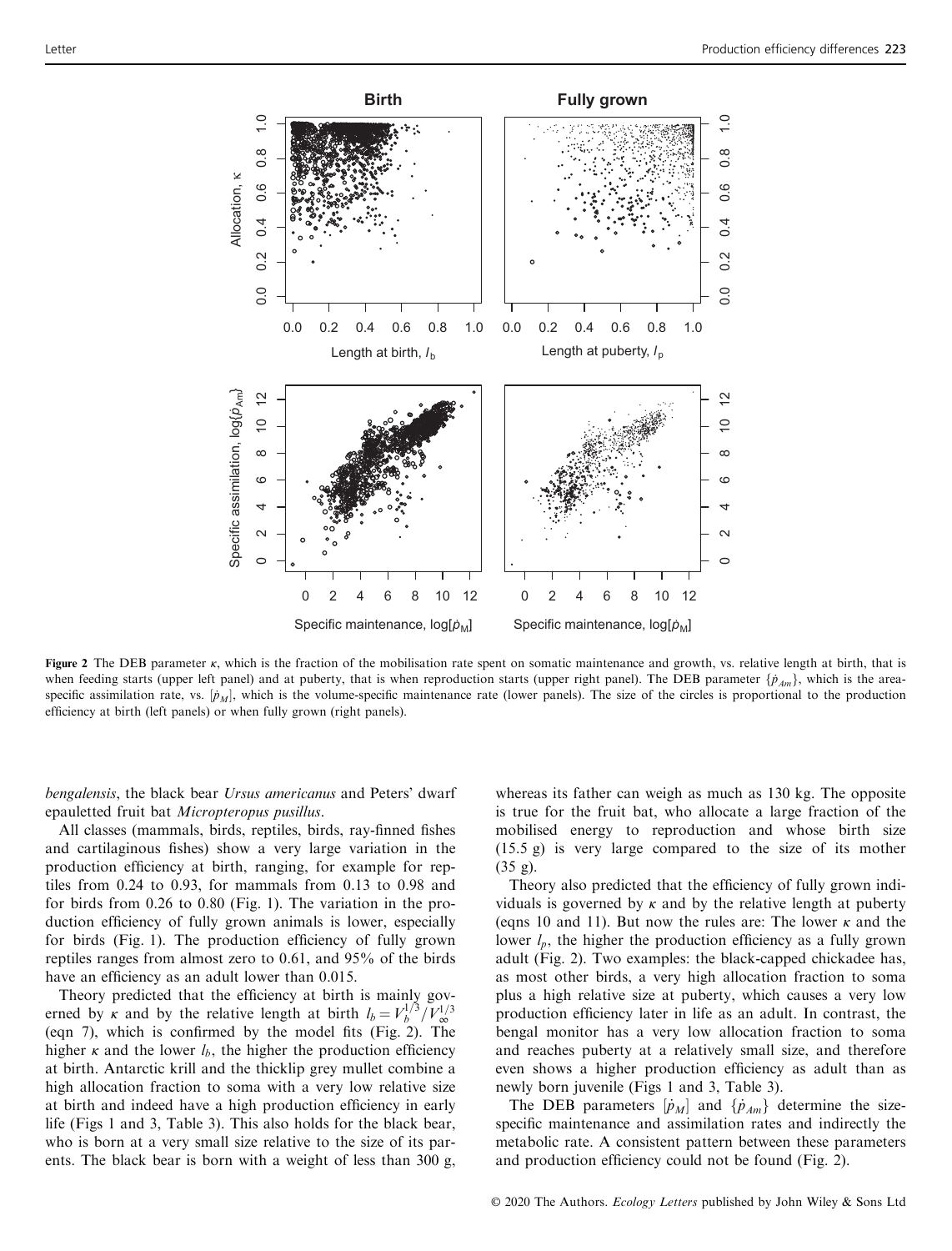Birth

Fully grown

Allocation, κ

0.0 0.2 0.4 0.6 0.8 1.0

0.0 0.2 0.4 0.6 0.8 1.0

Length at birth, $l_b$

0.0 0.2 0.4 0.6 0.8 1.0

Length at puberty, $l_p$

Specific assimilation, $\log\{\dot{p}_{Am}\}$

0 2 4 6 8 10 12

0 2 4 6 8 10 12

Specific maintenance, $\log[\dot{p}_M]$

0 2 4 6 8 10 12

Specific maintenance, $\log[\dot{p}_M]$

**Figure 2** The DEB parameter $\kappa$, which is the fraction of the mobilisation rate spent on somatic maintenance and growth, vs. relative length at birth, that is when feeding starts (upper left panel) and at puberty, that is when reproduction starts (upper right panel). The DEB parameter $\{\dot{p}_{Am}\}$, which is the area-specific assimilation rate, vs. $[\dot{p}_M]$, which is the volume-specific maintenance rate (lower panels). The size of the circles is proportional to the production efficiency at birth (left panels) or when fully grown (right panels).

*bengalensis*, the black bear *Ursus americanus* and Peters' dwarf epauletted fruit bat *Micropteropus pusillus*.

All classes (mammals, birds, reptiles, birds, ray-finned fishes and cartilaginous fishes) show a very large variation in the production efficiency at birth, ranging, for example for reptiles from 0.24 to 0.93, for mammals from 0.13 to 0.98 and for birds from 0.26 to 0.80 (Fig. 1). The variation in the production efficiency of fully grown animals is lower, especially for birds (Fig. 1). The production efficiency of fully grown reptiles ranges from almost zero to 0.61, and 95% of the birds have an efficiency as an adult lower than 0.015.

Theory predicted that the efficiency at birth is mainly governed by $\kappa$ and by the relative length at birth $l_b = V_b^{1/3}/V_\infty^{1/3}$ (eqn 7), which is confirmed by the model fits (Fig. 2). The higher $\kappa$ and the lower $l_b$, the higher the production efficiency at birth. Antarctic krill and the thicklip grey mullet combine a high allocation fraction to soma with a very low relative size at birth and indeed have a high production efficiency in early life (Figs 1 and 3, Table 3). This also holds for the black bear, who is born at a very small size relative to the size of its parents. The black bear is born with a weight of less than 300 g, whereas its father can weigh as much as 130 kg. The opposite is true for the fruit bat, who allocate a large fraction of the mobilised energy to reproduction and whose birth size (15.5 g) is very large compared to the size of its mother (35 g).

Theory also predicted that the efficiency of fully grown individuals is governed by $\kappa$ and by the relative length at puberty (eqns 10 and 11). But now the rules are: The lower $\kappa$ and the lower $l_p$, the higher the production efficiency as a fully grown adult (Fig. 2). Two examples: the black-capped chickadee has, as most other birds, a very high allocation fraction to soma plus a high relative size at puberty, which causes a very low production efficiency later in life as an adult. In contrast, the bengal monitor has a very low allocation fraction to soma and reaches puberty at a relatively small size, and therefore even shows a higher production efficiency as adult than as newly born juvenile (Figs 1 and 3, Table 3).

The DEB parameters $[\dot{p}_M]$ and $\{\dot{p}_{Am}\}$ determine the size-specific maintenance and assimilation rates and indirectly the metabolic rate. A consistent pattern between these parameters and production efficiency could not be found (Fig. 2).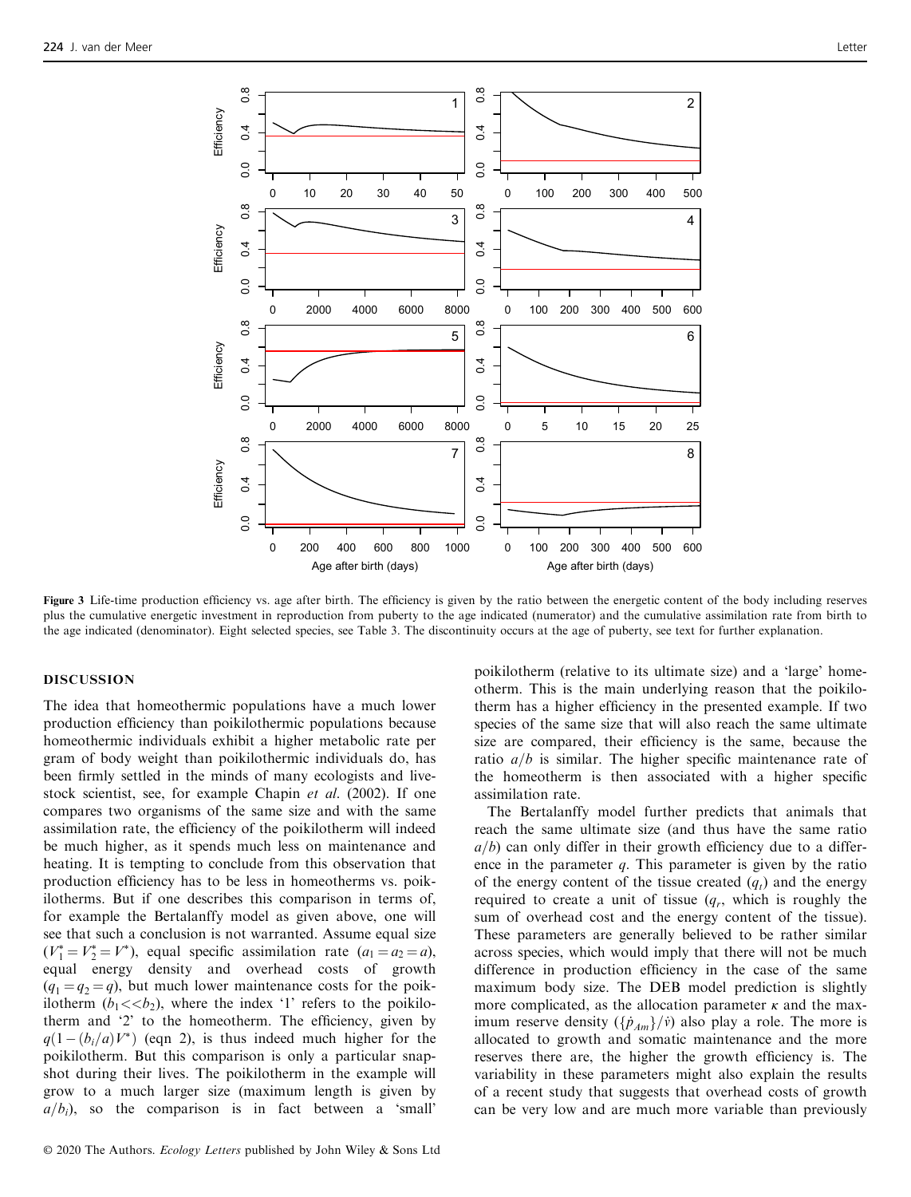Efficiency

1

0.0 0.4 0.8

0 10 20 30 40 50

2

0.0 0.4 0.8

0 100 200 300 400 500

Efficiency

3

0.0 0.4 0.8

0 2000 4000 6000 8000

4

0.0 0.4 0.8

0 100 200 300 400 500 600

Efficiency

5

0.0 0.4 0.8

0 2000 4000 6000 8000

6

0.0 0.4 0.8

0 5 10 15 20 25

Efficiency

7

0.0 0.4 0.8

0 200 400 600 800 1000

Age after birth (days)

8

0.0 0.4 0.8

0 100 200 300 400 500 600

Age after birth (days)

**Figure 3** Life-time production efficiency vs. age after birth. The efficiency is given by the ratio between the energetic content of the body including reserves plus the cumulative energetic investment in reproduction from puberty to the age indicated (numerator) and the cumulative assimilation rate from birth to the age indicated (denominator). Eight selected species, see Table 3. The discontinuity occurs at the age of puberty, see text for further explanation.

## DISCUSSION

The idea that homeothermic populations have a much lower production efficiency than poikilothermic populations because homeothermic individuals exhibit a higher metabolic rate per gram of body weight than poikilothermic individuals do, has been firmly settled in the minds of many ecologists and livestock scientist, see, for example Chapin *et al.* (2002). If one compares two organisms of the same size and with the same assimilation rate, the efficiency of the poikilotherm will indeed be much higher, as it spends much less on maintenance and heating. It is tempting to conclude from this observation that production efficiency has to be less in homeotherms vs. poikilotherms. But if one describes this comparison in terms of, for example the Bertalanffy model as given above, one will see that such a conclusion is not warranted. Assume equal size ($V_1^* = V_2^* = V^*$), equal specific assimilation rate ($a_1 = a_2 = a$), equal energy density and overhead costs of growth ($q_1 = q_2 = q$), but much lower maintenance costs for the poikilotherm ($b_1 << b_2$), where the index '1' refers to the poikilotherm and '2' to the homeotherm. The efficiency, given by $q(1 - (b_i/a)V^*)$ (eqn 2), is thus indeed much higher for the poikilotherm. But this comparison is only a particular snapshot during their lives. The poikilotherm in the example will grow to a much larger size (maximum length is given by $a/b_i$), so the comparison is in fact between a 'small' poikilotherm (relative to its ultimate size) and a 'large' homeotherm. This is the main underlying reason that the poikilotherm has a higher efficiency in the presented example. If two species of the same size that will also reach the same ultimate size are compared, their efficiency is the same, because the ratio $a/b$ is similar. The higher specific maintenance rate of the homeotherm is then associated with a higher specific assimilation rate.

The Bertalanffy model further predicts that animals that reach the same ultimate size (and thus have the same ratio $a/b$) can only differ in their growth efficiency due to a difference in the parameter $q$. This parameter is given by the ratio of the energy content of the tissue created ($q_t$) and the energy required to create a unit of tissue ($q_r$, which is roughly the sum of overhead cost and the energy content of the tissue). These parameters are generally believed to be rather similar across species, which would imply that there will not be much difference in production efficiency in the case of the same maximum body size. The DEB model prediction is slightly more complicated, as the allocation parameter $\kappa$ and the maximum reserve density ($\{\dot{p}_{Am}\}/\dot{v}$) also play a role. The more is allocated to growth and somatic maintenance and the more reserves there are, the higher the growth efficiency is. The variability in these parameters might also explain the results of a recent study that suggests that overhead costs of growth can be very low and are much more variable than previously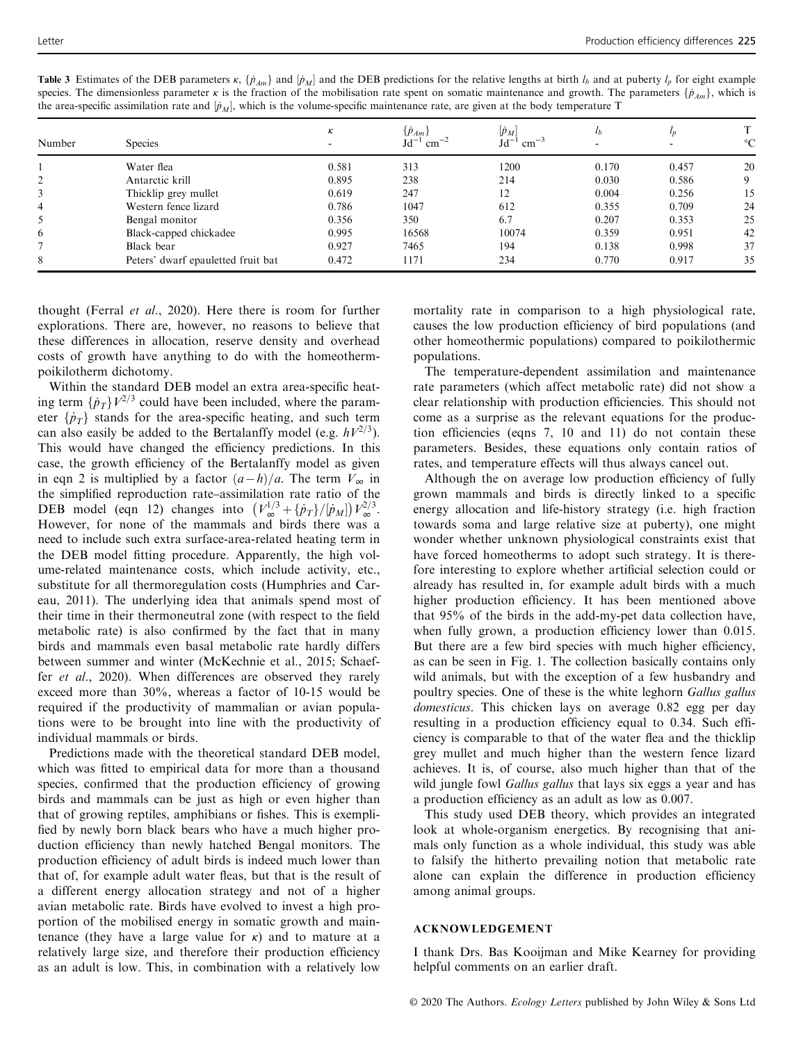**Table 3** Estimates of the DEB parameters $\kappa$, $\{\dot{p}_{Am}\}$ and $[\dot{p}_M]$ and the DEB predictions for the relative lengths at birth $l_b$ and at puberty $l_p$ for eight example species. The dimensionless parameter $\kappa$ is the fraction of the mobilisation rate spent on somatic maintenance and growth. The parameters $\{\dot{p}_{Am}\}$, which is the area-specific assimilation rate and $[\dot{p}_M]$, which is the volume-specific maintenance rate, are given at the body temperature T

| Number | Species | $\kappa$ - | $\{\dot{p}_{Am}\}$ $\mathrm{Jd^{-1}\ cm^{-2}}$ | $[\dot{p}_M]$ $\mathrm{Jd^{-1}\ cm^{-3}}$ | $l_b$ - | $l_p$ - | T °C |
|---|---|---|---|---|---|---|---|
| 1 | Water flea | 0.581 | 313 | 1200 | 0.170 | 0.457 | 20 |
| 2 | Antarctic krill | 0.895 | 238 | 214 | 0.030 | 0.586 | 9 |
| 3 | Thicklip grey mullet | 0.619 | 247 | 12 | 0.004 | 0.256 | 15 |
| 4 | Western fence lizard | 0.786 | 1047 | 612 | 0.355 | 0.709 | 24 |
| 5 | Bengal monitor | 0.356 | 350 | 6.7 | 0.207 | 0.353 | 25 |
| 6 | Black-capped chickadee | 0.995 | 16568 | 10074 | 0.359 | 0.951 | 42 |
| 7 | Black bear | 0.927 | 7465 | 194 | 0.138 | 0.998 | 37 |
| 8 | Peters' dwarf epauletted fruit bat | 0.472 | 1171 | 234 | 0.770 | 0.917 | 35 |

thought (Ferral *et al*., 2020). Here there is room for further explorations. There are, however, no reasons to believe that these differences in allocation, reserve density and overhead costs of growth have anything to do with the homeotherm-poikilotherm dichotomy.

Within the standard DEB model an extra area-specific heating term $\{\dot{p}_T\}V^{2/3}$ could have been included, where the parameter $\{\dot{p}_T\}$ stands for the area-specific heating, and such term can also easily be added to the Bertalanffy model (e.g. $hV^{2/3}$). This would have changed the efficiency predictions. In this case, the growth efficiency of the Bertalanffy model as given in eqn 2 is multiplied by a factor $(a-h)/a$. The term $V_\infty$ in the simplified reproduction rate–assimilation rate ratio of the DEB model (eqn 12) changes into $\left(V_\infty^{1/3}+\{\dot{p}_T\}/[\dot{p}_M]\right)V_\infty^{2/3}$. However, for none of the mammals and birds there was a need to include such extra surface-area-related heating term in the DEB model fitting procedure. Apparently, the high volume-related maintenance costs, which include activity, etc., substitute for all thermoregulation costs (Humphries and Careau, 2011). The underlying idea that animals spend most of their time in their thermoneutral zone (with respect to the field metabolic rate) is also confirmed by the fact that in many birds and mammals even basal metabolic rate hardly differs between summer and winter (McKechnie et al., 2015; Schaeffer *et al*., 2020). When differences are observed they rarely exceed more than 30%, whereas a factor of 10-15 would be required if the productivity of mammalian or avian populations were to be brought into line with the productivity of individual mammals or birds.

Predictions made with the theoretical standard DEB model, which was fitted to empirical data for more than a thousand species, confirmed that the production efficiency of growing birds and mammals can be just as high or even higher than that of growing reptiles, amphibians or fishes. This is exemplified by newly born black bears who have a much higher production efficiency than newly hatched Bengal monitors. The production efficiency of adult birds is indeed much lower than that of, for example adult water fleas, but that is the result of a different energy allocation strategy and not of a higher avian metabolic rate. Birds have evolved to invest a high proportion of the mobilised energy in somatic growth and maintenance (they have a large value for $\kappa$) and to mature at a relatively large size, and therefore their production efficiency as an adult is low. This, in combination with a relatively low mortality rate in comparison to a high physiological rate, causes the low production efficiency of bird populations (and other homeothermic populations) compared to poikilothermic populations.

The temperature-dependent assimilation and maintenance rate parameters (which affect metabolic rate) did not show a clear relationship with production efficiencies. This should not come as a surprise as the relevant equations for the production efficiencies (eqns 7, 10 and 11) do not contain these parameters. Besides, these equations only contain ratios of rates, and temperature effects will thus always cancel out.

Although the on average low production efficiency of fully grown mammals and birds is directly linked to a specific energy allocation and life-history strategy (i.e. high fraction towards soma and large relative size at puberty), one might wonder whether unknown physiological constraints exist that have forced homeotherms to adopt such strategy. It is therefore interesting to explore whether artificial selection could or already has resulted in, for example adult birds with a much higher production efficiency. It has been mentioned above that 95% of the birds in the add-my-pet data collection have, when fully grown, a production efficiency lower than 0.015. But there are a few bird species with much higher efficiency, as can be seen in Fig. 1. The collection basically contains only wild animals, but with the exception of a few husbandry and poultry species. One of these is the white leghorn *Gallus gallus domesticus*. This chicken lays on average 0.82 egg per day resulting in a production efficiency equal to 0.34. Such efficiency is comparable to that of the water flea and the thicklip grey mullet and much higher than the western fence lizard achieves. It is, of course, also much higher than that of the wild jungle fowl *Gallus gallus* that lays six eggs a year and has a production efficiency as an adult as low as 0.007.

This study used DEB theory, which provides an integrated look at whole-organism energetics. By recognising that animals only function as a whole individual, this study was able to falsify the hitherto prevailing notion that metabolic rate alone can explain the difference in production efficiency among animal groups.

## ACKNOWLEDGEMENT

I thank Drs. Bas Kooijman and Mike Kearney for providing helpful comments on an earlier draft.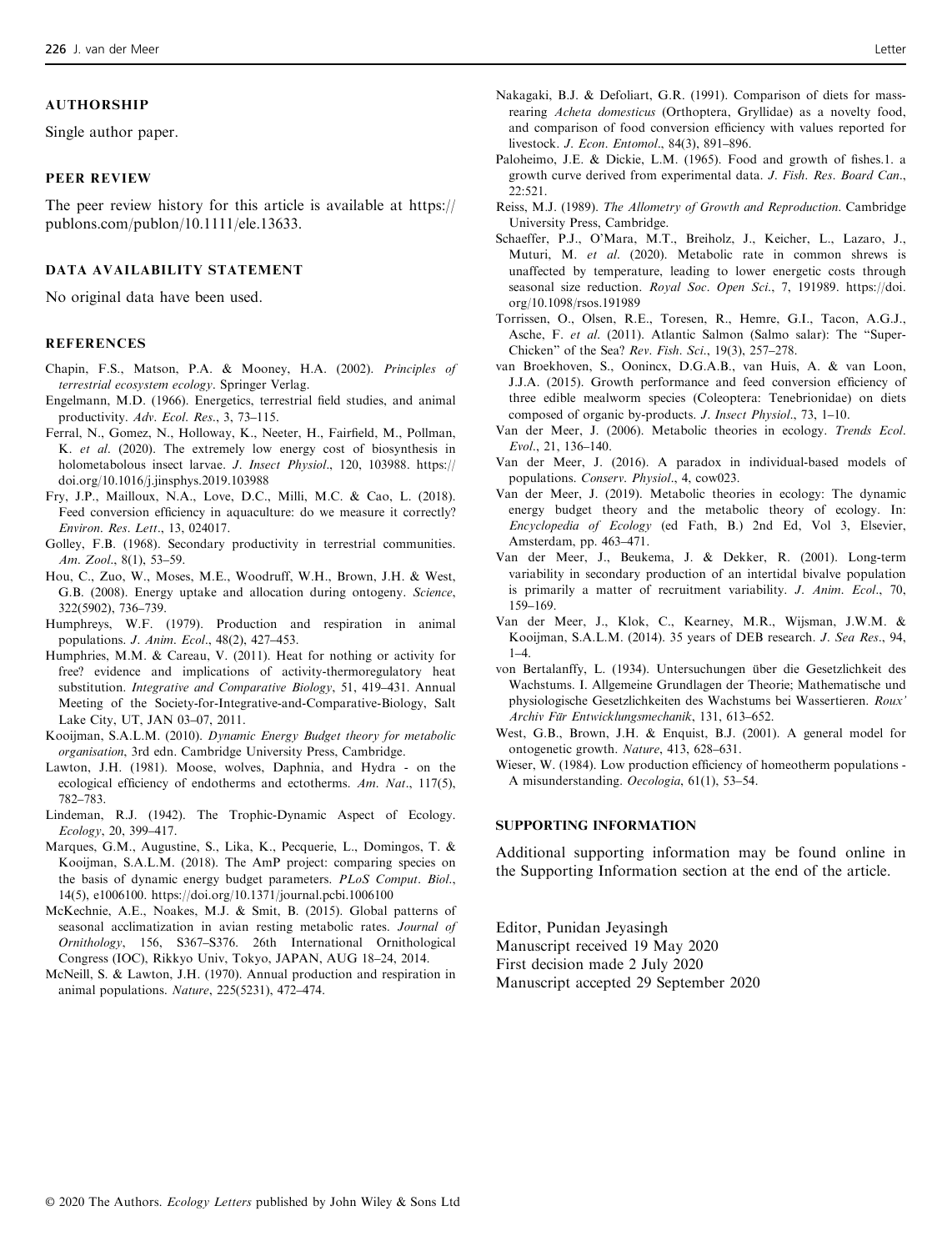## AUTHORSHIP

Single author paper.

## PEER REVIEW

The peer review history for this article is available at https://publons.com/publon/10.1111/ele.13633.

## DATA AVAILABILITY STATEMENT

No original data have been used.

## REFERENCES

Chapin, F.S., Matson, P.A. & Mooney, H.A. (2002). *Principles of terrestrial ecosystem ecology*. Springer Verlag.

Engelmann, M.D. (1966). Energetics, terrestrial field studies, and animal productivity. *Adv. Ecol. Res.*, 3, 73–115.

Ferral, N., Gomez, N., Holloway, K., Neeter, H., Fairfield, M., Pollman, K. *et al.* (2020). The extremely low energy cost of biosynthesis in holometabolous insect larvae. *J. Insect Physiol.*, 120, 103988. https://doi.org/10.1016/j.jinsphys.2019.103988

Fry, J.P., Mailloux, N.A., Love, D.C., Milli, M.C. & Cao, L. (2018). Feed conversion efficiency in aquaculture: do we measure it correctly? *Environ. Res. Lett.*, 13, 024017.

Golley, F.B. (1968). Secondary productivity in terrestrial communities. *Am. Zool.*, 8(1), 53–59.

Hou, C., Zuo, W., Moses, M.E., Woodruff, W.H., Brown, J.H. & West, G.B. (2008). Energy uptake and allocation during ontogeny. *Science*, 322(5902), 736–739.

Humphreys, W.F. (1979). Production and respiration in animal populations. *J. Anim. Ecol.*, 48(2), 427–453.

Humphries, M.M. & Careau, V. (2011). Heat for nothing or activity for free? evidence and implications of activity-thermoregulatory heat substitution. *Integrative and Comparative Biology*, 51, 419–431. Annual Meeting of the Society-for-Integrative-and-Comparative-Biology, Salt Lake City, UT, JAN 03–07, 2011.

Kooijman, S.A.L.M. (2010). *Dynamic Energy Budget theory for metabolic organisation*, 3rd edn. Cambridge University Press, Cambridge.

Lawton, J.H. (1981). Moose, wolves, Daphnia, and Hydra - on the ecological efficiency of endotherms and ectotherms. *Am. Nat.*, 117(5), 782–783.

Lindeman, R.J. (1942). The Trophic-Dynamic Aspect of Ecology. *Ecology*, 20, 399–417.

Marques, G.M., Augustine, S., Lika, K., Pecquerie, L., Domingos, T. & Kooijman, S.A.L.M. (2018). The AmP project: comparing species on the basis of dynamic energy budget parameters. *PLoS Comput. Biol.*, 14(5), e1006100. https://doi.org/10.1371/journal.pcbi.1006100

McKechnie, A.E., Noakes, M.J. & Smit, B. (2015). Global patterns of seasonal acclimatization in avian resting metabolic rates. *Journal of Ornithology*, 156, S367–S376. 26th International Ornithological Congress (IOC), Rikkyo Univ, Tokyo, JAPAN, AUG 18–24, 2014.

McNeill, S. & Lawton, J.H. (1970). Annual production and respiration in animal populations. *Nature*, 225(5231), 472–474.

Nakagaki, B.J. & Defoliart, G.R. (1991). Comparison of diets for mass-rearing *Acheta domesticus* (Orthoptera, Gryllidae) as a novelty food, and comparison of food conversion efficiency with values reported for livestock. *J. Econ. Entomol.*, 84(3), 891–896.

Paloheimo, J.E. & Dickie, L.M. (1965). Food and growth of fishes.1. a growth curve derived from experimental data. *J. Fish. Res. Board Can.*, 22:521.

Reiss, M.J. (1989). *The Allometry of Growth and Reproduction*. Cambridge University Press, Cambridge.

Schaeffer, P.J., O'Mara, M.T., Breiholz, J., Keicher, L., Lazaro, J., Muturi, M. *et al.* (2020). Metabolic rate in common shrews is unaffected by temperature, leading to lower energetic costs through seasonal size reduction. *Royal Soc. Open Sci.*, 7, 191989. https://doi.org/10.1098/rsos.191989

Torrissen, O., Olsen, R.E., Toresen, R., Hemre, G.I., Tacon, A.G.J., Asche, F. *et al.* (2011). Atlantic Salmon (Salmo salar): The "Super-Chicken" of the Sea? *Rev. Fish. Sci.*, 19(3), 257–278.

van Broekhoven, S., Oonincx, D.G.A.B., van Huis, A. & van Loon, J.J.A. (2015). Growth performance and feed conversion efficiency of three edible mealworm species (Coleoptera: Tenebrionidae) on diets composed of organic by-products. *J. Insect Physiol.*, 73, 1–10.

Van der Meer, J. (2006). Metabolic theories in ecology. *Trends Ecol. Evol.*, 21, 136–140.

Van der Meer, J. (2016). A paradox in individual-based models of populations. *Conserv. Physiol.*, 4, cow023.

Van der Meer, J. (2019). Metabolic theories in ecology: The dynamic energy budget theory and the metabolic theory of ecology. In: *Encyclopedia of Ecology* (ed Fath, B.) 2nd Ed, Vol 3, Elsevier, Amsterdam, pp. 463–471.

Van der Meer, J., Beukema, J. & Dekker, R. (2001). Long-term variability in secondary production of an intertidal bivalve population is primarily a matter of recruitment variability. *J. Anim. Ecol.*, 70, 159–169.

Van der Meer, J., Klok, C., Kearney, M.R., Wijsman, J.W.M. & Kooijman, S.A.L.M. (2014). 35 years of DEB research. *J. Sea Res.*, 94, 1–4.

von Bertalanffy, L. (1934). Untersuchungen über die Gesetzlichkeit des Wachstums. I. Allgemeine Grundlagen der Theorie; Mathematische und physiologische Gesetzlichkeiten des Wachstums bei Wassertieren. *Roux' Archiv Für Entwicklungsmechanik*, 131, 613–652.

West, G.B., Brown, J.H. & Enquist, B.J. (2001). A general model for ontogenetic growth. *Nature*, 413, 628–631.

Wieser, W. (1984). Low production efficiency of homeotherm populations - A misunderstanding. *Oecologia*, 61(1), 53–54.

## SUPPORTING INFORMATION

Additional supporting information may be found online in the Supporting Information section at the end of the article.

Editor, Punidan Jeyasingh
Manuscript received 19 May 2020
First decision made 2 July 2020
Manuscript accepted 29 September 2020